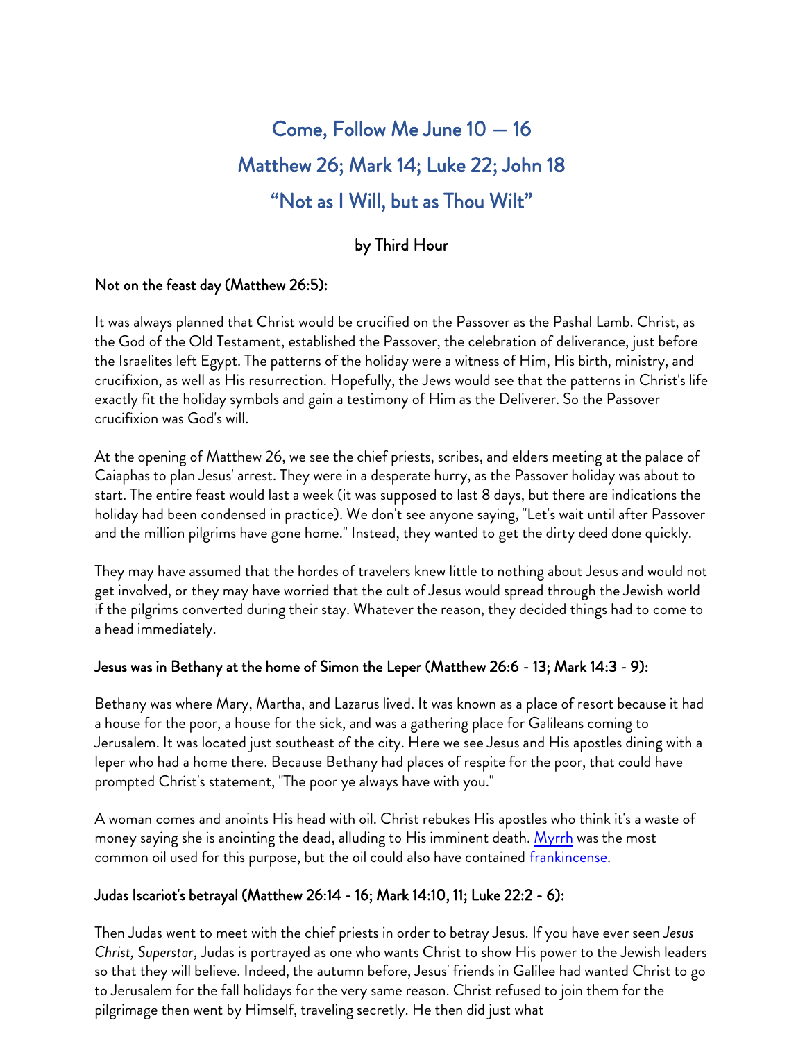# Come, Follow Me June 10 — 16

# Matthew 26; Mark 14; Luke 22; John 18

# "Not as I Will, but as Thou Wilt"

## by Third Hour

**Not on the feast day (Matthew 26:5):**

It was always planned that Christ would be crucified on the Passover as the Pashal Lamb. Christ, as the God of the Old Testament, established the Passover, the celebration of deliverance, just before the Israelites left Egypt. The patterns of the holiday were a witness of Him, His birth, ministry, and crucifixion, as well as His resurrection. Hopefully, the Jews would see that the patterns in Christ's life exactly fit the holiday symbols and gain a testimony of Him as the Deliverer. So the Passover crucifixion was God's will.

At the opening of Matthew 26, we see the chief priests, scribes, and elders meeting at the palace of Caiaphas to plan Jesus' arrest. They were in a desperate hurry, as the Passover holiday was about to start. The entire feast would last a week (it was supposed to last 8 days, but there are indications the holiday had been condensed in practice). We don't see anyone saying, "Let's wait until after Passover and the million pilgrims have gone home." Instead, they wanted to get the dirty deed done quickly.

They may have assumed that the hordes of travelers knew little to nothing about Jesus and would not get involved, or they may have worried that the cult of Jesus would spread through the Jewish world if the pilgrims converted during their stay. Whatever the reason, they decided things had to come to a head immediately.

**Jesus was in Bethany at the home of Simon the Leper (Matthew 26:6 - 13; Mark 14:3 - 9):**

Bethany was where Mary, Martha, and Lazarus lived. It was known as a place of resort because it had a house for the poor, a house for the sick, and was a gathering place for Galileans coming to Jerusalem. It was located just southeast of the city. Here we see Jesus and His apostles dining with a leper who had a home there. Because Bethany had places of respite for the poor, that could have prompted Christ's statement, "The poor ye always have with you."

A woman comes and anoints His head with oil. Christ rebukes His apostles who think it's a waste of money saying she is anointing the dead, alluding to His imminent death. Myrrh was the most common oil used for this purpose, but the oil could also have contained frankincense.

**Judas Iscariot's betrayal (Matthew 26:14 - 16; Mark 14:10, 11; Luke 22:2 - 6):**

Then Judas went to meet with the chief priests in order to betray Jesus. If you have ever seen *Jesus Christ, Superstar*, Judas is portrayed as one who wants Christ to show His power to the Jewish leaders so that they will believe. Indeed, the autumn before, Jesus' friends in Galilee had wanted Christ to go to Jerusalem for the fall holidays for the very same reason. Christ refused to join them for the pilgrimage then went by Himself, traveling secretly. He then did just what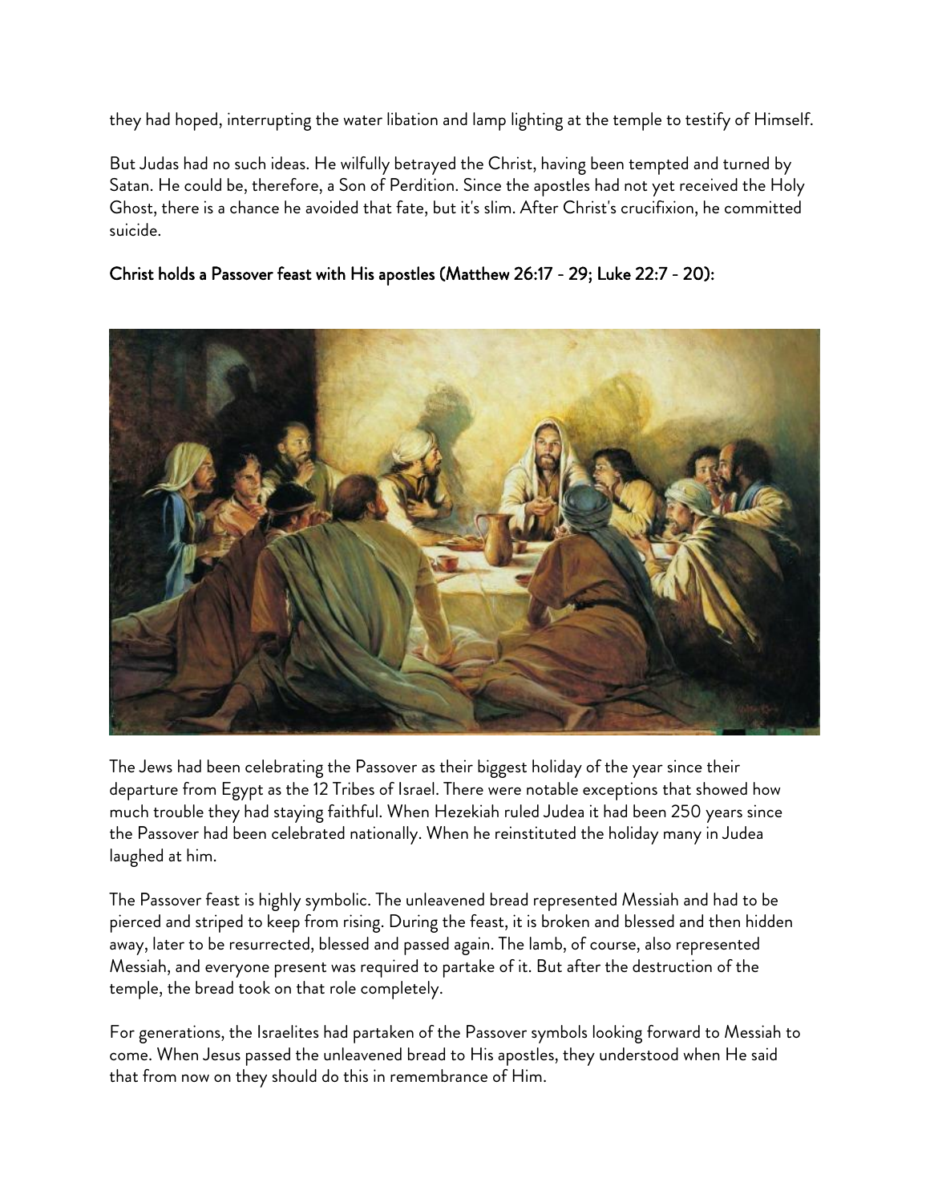they had hoped, interrupting the water libation and lamp lighting at the temple to testify of Himself.

But Judas had no such ideas. He wilfully betrayed the Christ, having been tempted and turned by Satan. He could be, therefore, a Son of Perdition. Since the apostles had not yet received the Holy Ghost, there is a chance he avoided that fate, but it's slim. After Christ's crucifixion, he committed suicide.

### Christ holds a Passover feast with His apostles (Matthew 26:17 - 29; Luke 22:7 - 20):

The Jews had been celebrating the Passover as their biggest holiday of the year since their departure from Egypt as the 12 Tribes of Israel. There were notable exceptions that showed how much trouble they had staying faithful. When Hezekiah ruled Judea it had been 250 years since the Passover had been celebrated nationally. When he reinstituted the holiday many in Judea laughed at him.

The Passover feast is highly symbolic. The unleavened bread represented Messiah and had to be pierced and striped to keep from rising. During the feast, it is broken and blessed and then hidden away, later to be resurrected, blessed and passed again. The lamb, of course, also represented Messiah, and everyone present was required to partake of it. But after the destruction of the temple, the bread took on that role completely.

For generations, the Israelites had partaken of the Passover symbols looking forward to Messiah to come. When Jesus passed the unleavened bread to His apostles, they understood when He said that from now on they should do this in remembrance of Him.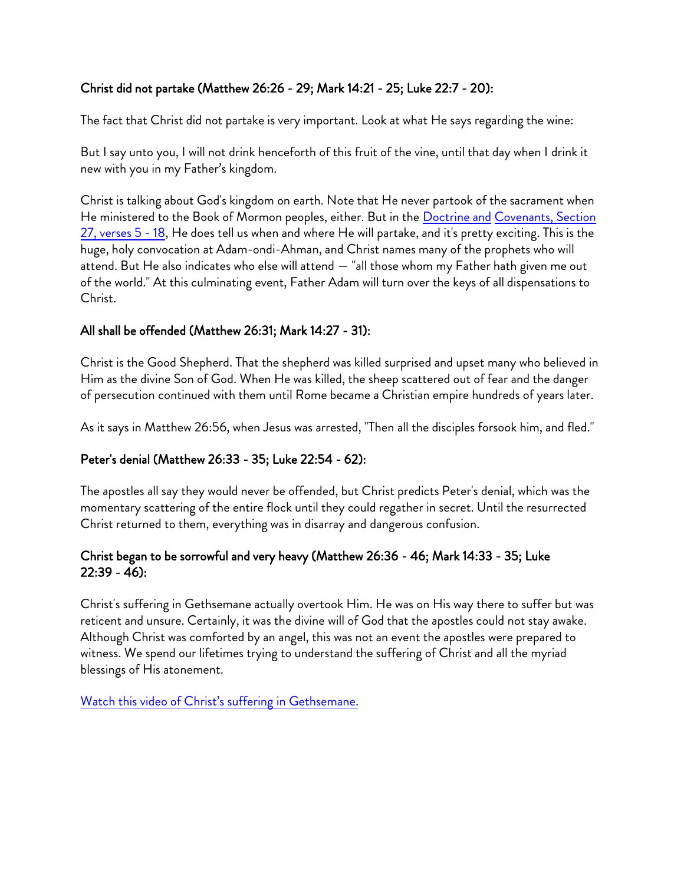**Christ did not partake (Matthew 26:26 - 29; Mark 14:21 - 25; Luke 22:7 - 20):**

The fact that Christ did not partake is very important. Look at what He says regarding the wine:

But I say unto you, I will not drink henceforth of this fruit of the vine, until that day when I drink it new with you in my Father's kingdom.

Christ is talking about God's kingdom on earth. Note that He never partook of the sacrament when He ministered to the Book of Mormon peoples, either. But in the [Doctrine and](#) [Covenants, Section 27, verses 5 - 18](#), He does tell us when and where He will partake, and it's pretty exciting. This is the huge, holy convocation at Adam-ondi-Ahman, and Christ names many of the prophets who will attend. But He also indicates who else will attend — "all those whom my Father hath given me out of the world." At this culminating event, Father Adam will turn over the keys of all dispensations to Christ.

**All shall be offended (Matthew 26:31; Mark 14:27 - 31):**

Christ is the Good Shepherd. That the shepherd was killed surprised and upset many who believed in Him as the divine Son of God. When He was killed, the sheep scattered out of fear and the danger of persecution continued with them until Rome became a Christian empire hundreds of years later.

As it says in Matthew 26:56, when Jesus was arrested, "Then all the disciples forsook him, and fled."

**Peter's denial (Matthew 26:33 - 35; Luke 22:54 - 62):**

The apostles all say they would never be offended, but Christ predicts Peter's denial, which was the momentary scattering of the entire flock until they could regather in secret. Until the resurrected Christ returned to them, everything was in disarray and dangerous confusion.

**Christ began to be sorrowful and very heavy (Matthew 26:36 - 46; Mark 14:33 - 35; Luke 22:39 - 46):**

Christ's suffering in Gethsemane actually overtook Him. He was on His way there to suffer but was reticent and unsure. Certainly, it was the divine will of God that the apostles could not stay awake. Although Christ was comforted by an angel, this was not an event the apostles were prepared to witness. We spend our lifetimes trying to understand the suffering of Christ and all the myriad blessings of His atonement.

[Watch this video of Christ's suffering in Gethsemane.](#)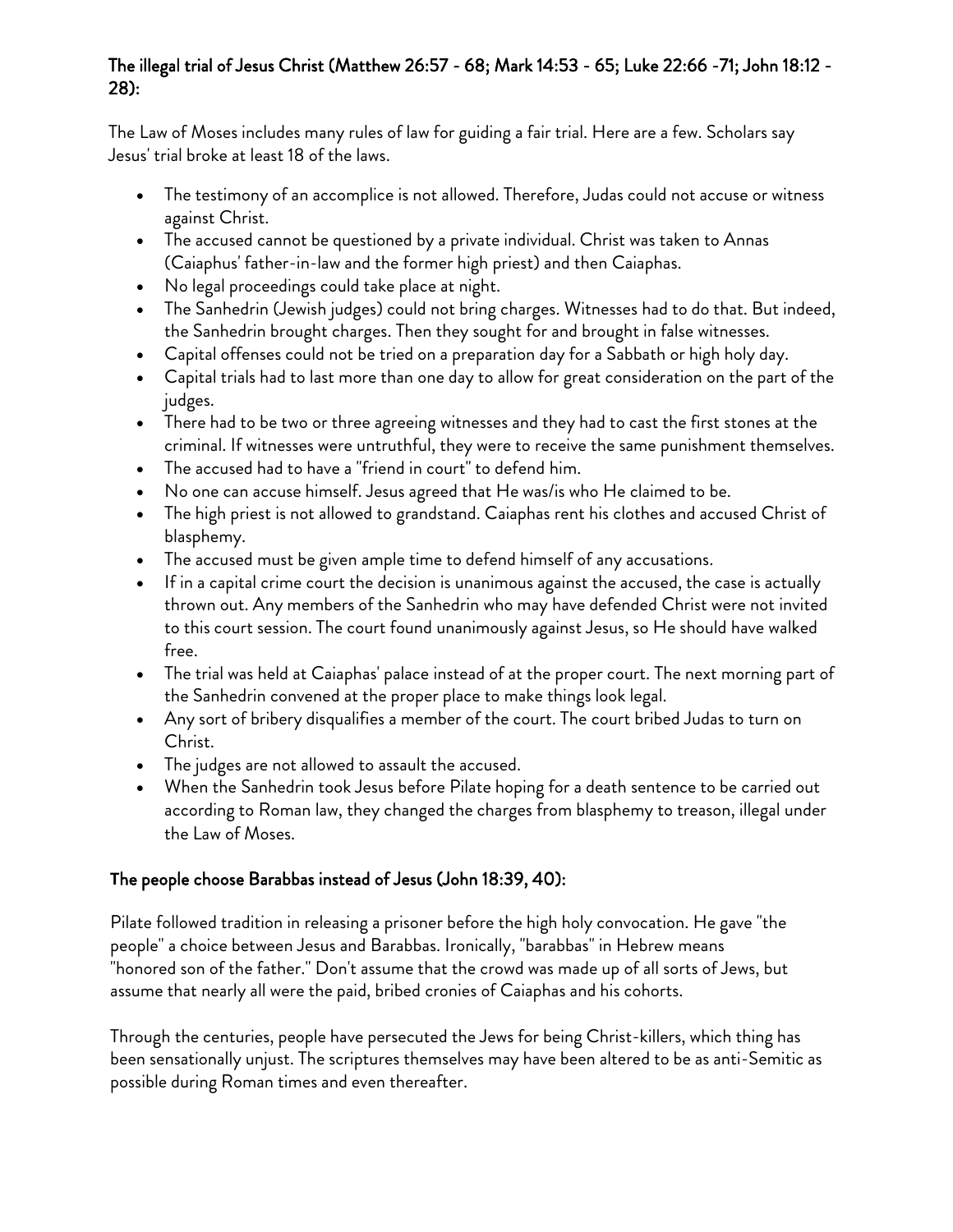## The illegal trial of Jesus Christ (Matthew 26:57 - 68; Mark 14:53 - 65; Luke 22:66 -71; John 18:12 - 28):

The Law of Moses includes many rules of law for guiding a fair trial. Here are a few. Scholars say Jesus' trial broke at least 18 of the laws.

- The testimony of an accomplice is not allowed. Therefore, Judas could not accuse or witness against Christ.
- The accused cannot be questioned by a private individual. Christ was taken to Annas (Caiaphus' father-in-law and the former high priest) and then Caiaphas.
- No legal proceedings could take place at night.
- The Sanhedrin (Jewish judges) could not bring charges. Witnesses had to do that. But indeed, the Sanhedrin brought charges. Then they sought for and brought in false witnesses.
- Capital offenses could not be tried on a preparation day for a Sabbath or high holy day.
- Capital trials had to last more than one day to allow for great consideration on the part of the judges.
- There had to be two or three agreeing witnesses and they had to cast the first stones at the criminal. If witnesses were untruthful, they were to receive the same punishment themselves.
- The accused had to have a "friend in court" to defend him.
- No one can accuse himself. Jesus agreed that He was/is who He claimed to be.
- The high priest is not allowed to grandstand. Caiaphas rent his clothes and accused Christ of blasphemy.
- The accused must be given ample time to defend himself of any accusations.
- If in a capital crime court the decision is unanimous against the accused, the case is actually thrown out. Any members of the Sanhedrin who may have defended Christ were not invited to this court session. The court found unanimously against Jesus, so He should have walked free.
- The trial was held at Caiaphas' palace instead of at the proper court. The next morning part of the Sanhedrin convened at the proper place to make things look legal.
- Any sort of bribery disqualifies a member of the court. The court bribed Judas to turn on Christ.
- The judges are not allowed to assault the accused.
- When the Sanhedrin took Jesus before Pilate hoping for a death sentence to be carried out according to Roman law, they changed the charges from blasphemy to treason, illegal under the Law of Moses.

## The people choose Barabbas instead of Jesus (John 18:39, 40):

Pilate followed tradition in releasing a prisoner before the high holy convocation. He gave "the people" a choice between Jesus and Barabbas. Ironically, "barabbas" in Hebrew means "honored son of the father." Don't assume that the crowd was made up of all sorts of Jews, but assume that nearly all were the paid, bribed cronies of Caiaphas and his cohorts.

Through the centuries, people have persecuted the Jews for being Christ-killers, which thing has been sensationally unjust. The scriptures themselves may have been altered to be as anti-Semitic as possible during Roman times and even thereafter.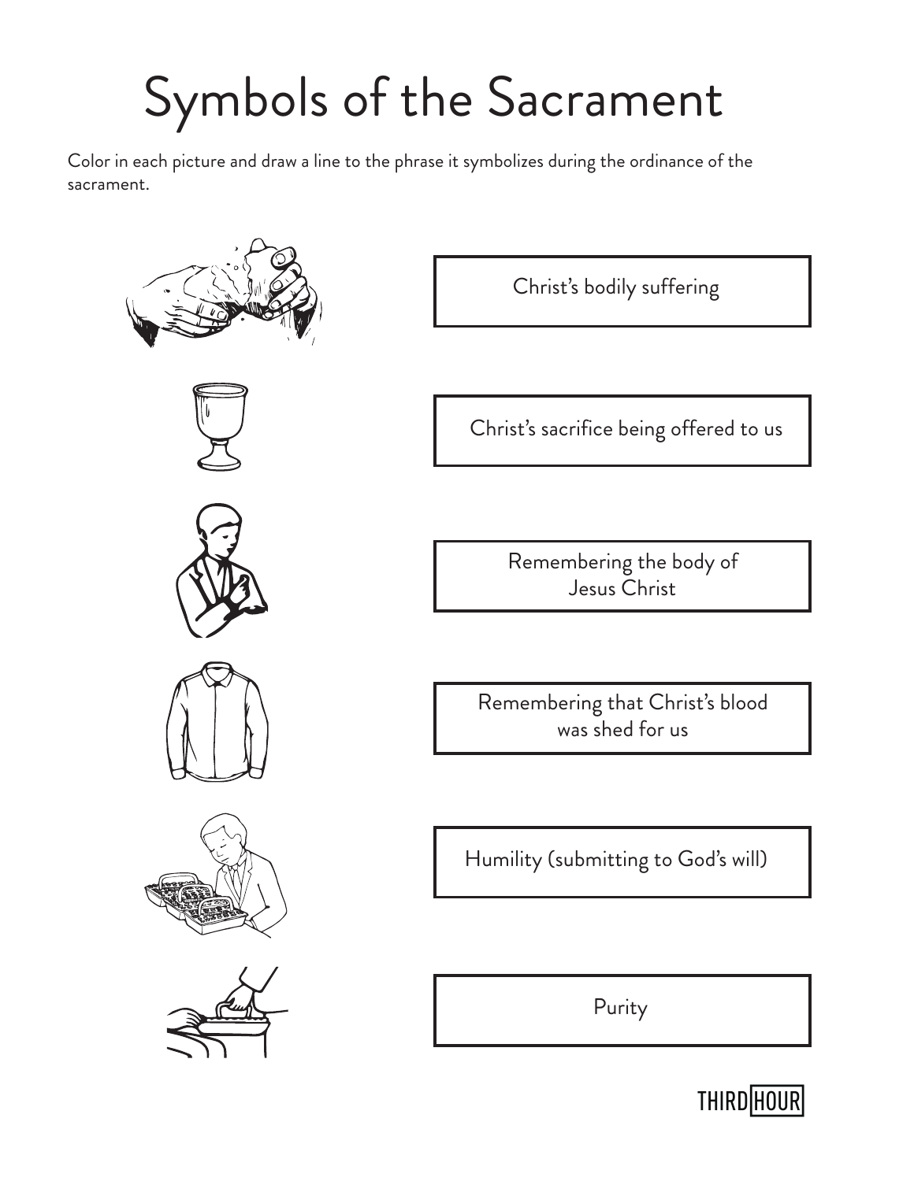# Symbols of the Sacrament

Color in each picture and draw a line to the phrase it symbolizes during the ordinance of the sacrament.

- Christ's bodily suffering
- Christ's sacrifice being offered to us
- Remembering the body of Jesus Christ
- Remembering that Christ's blood was shed for us
- Humility (submitting to God's will)
- Purity

THIRD HOUR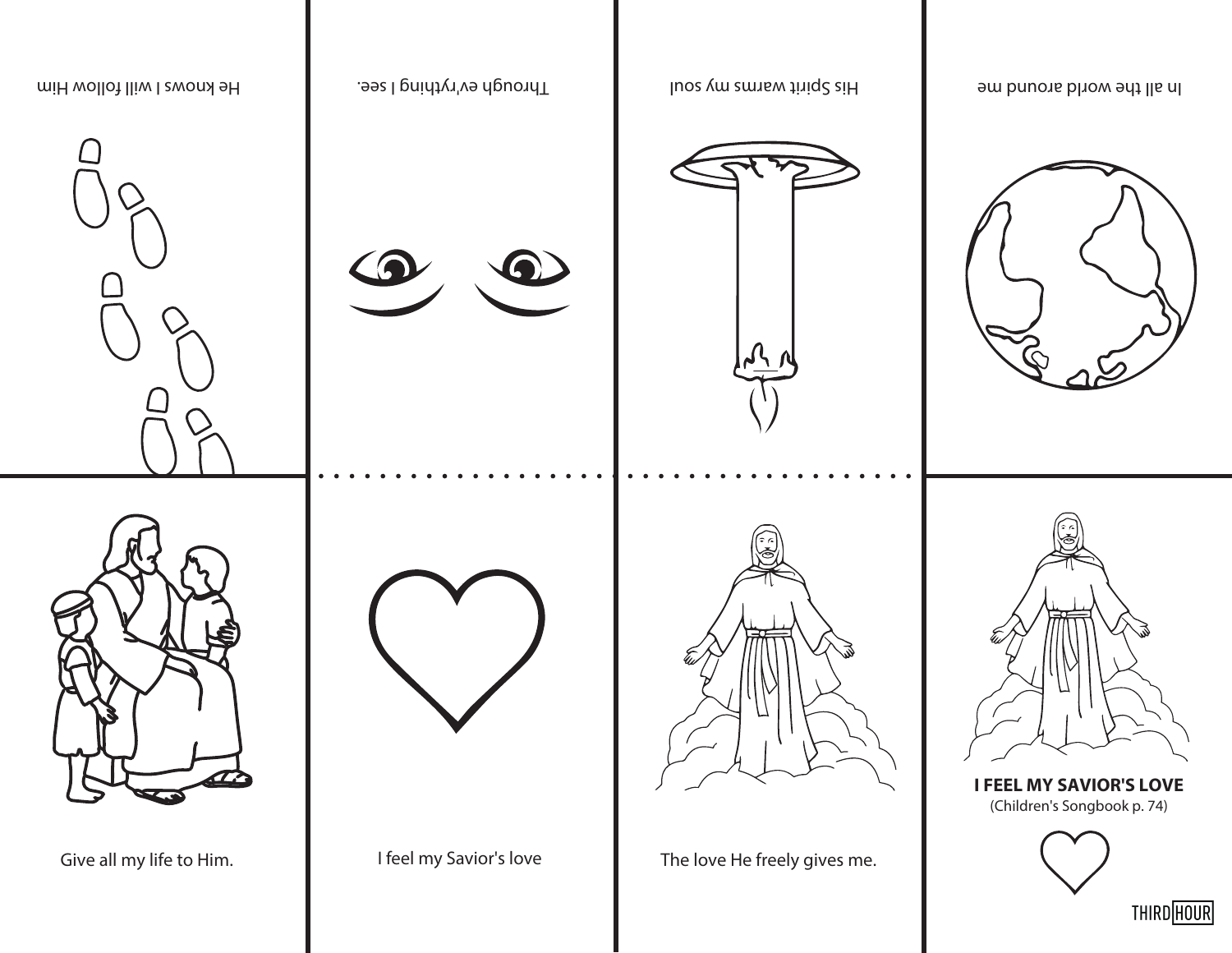He knows I will follow Him

Through ev'rything I see.

His Spirit warms my soul

In all the world around me

Give all my life to Him.

I feel my Savior's love

The love He freely gives me.

**I FEEL MY SAVIOR'S LOVE**

(Children's Songbook p. 74)

THIRD HOUR